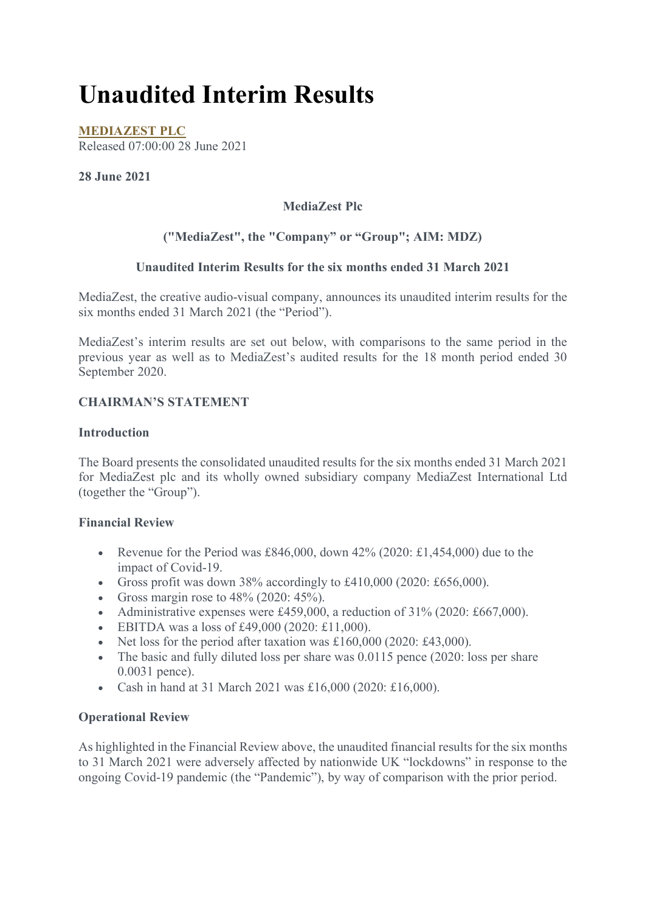# Unaudited Interim Results

**MEDIAZEST PLC**
Released 07:00:00 28 June 2021

**28 June 2021**

**MediaZest Plc**

**("MediaZest", the "Company" or "Group"; AIM: MDZ)**

**Unaudited Interim Results for the six months ended 31 March 2021**

MediaZest, the creative audio-visual company, announces its unaudited interim results for the six months ended 31 March 2021 (the "Period").

MediaZest's interim results are set out below, with comparisons to the same period in the previous year as well as to MediaZest's audited results for the 18 month period ended 30 September 2020.

**CHAIRMAN'S STATEMENT**

**Introduction**

The Board presents the consolidated unaudited results for the six months ended 31 March 2021 for MediaZest plc and its wholly owned subsidiary company MediaZest International Ltd (together the "Group").

**Financial Review**

- Revenue for the Period was £846,000, down 42% (2020: £1,454,000) due to the impact of Covid-19.
- Gross profit was down 38% accordingly to £410,000 (2020: £656,000).
- Gross margin rose to 48% (2020: 45%).
- Administrative expenses were £459,000, a reduction of 31% (2020: £667,000).
- EBITDA was a loss of £49,000 (2020: £11,000).
- Net loss for the period after taxation was £160,000 (2020: £43,000).
- The basic and fully diluted loss per share was 0.0115 pence (2020: loss per share 0.0031 pence).
- Cash in hand at 31 March 2021 was £16,000 (2020: £16,000).

**Operational Review**

As highlighted in the Financial Review above, the unaudited financial results for the six months to 31 March 2021 were adversely affected by nationwide UK "lockdowns" in response to the ongoing Covid-19 pandemic (the "Pandemic"), by way of comparison with the prior period.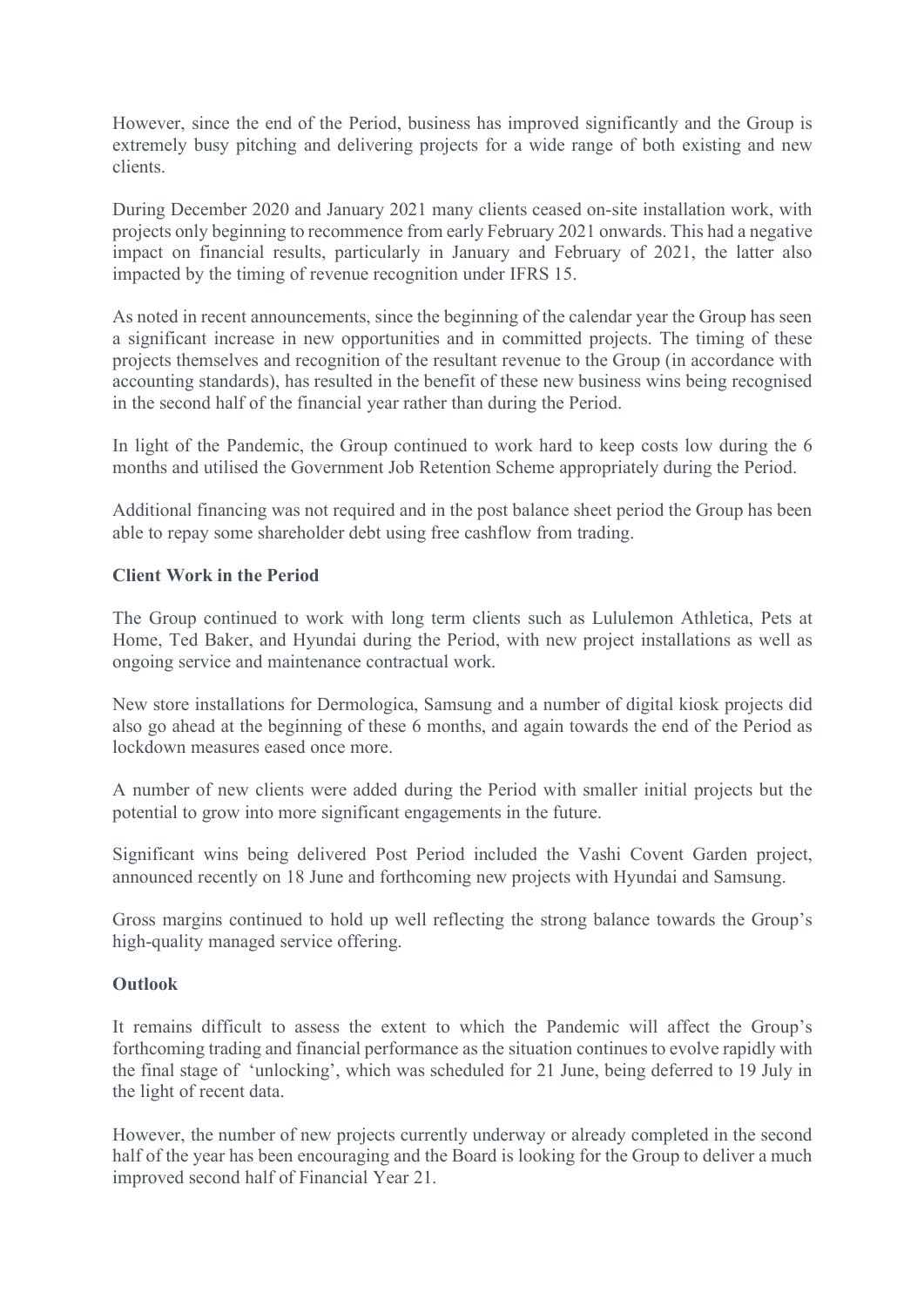However, since the end of the Period, business has improved significantly and the Group is extremely busy pitching and delivering projects for a wide range of both existing and new clients.

During December 2020 and January 2021 many clients ceased on-site installation work, with projects only beginning to recommence from early February 2021 onwards. This had a negative impact on financial results, particularly in January and February of 2021, the latter also impacted by the timing of revenue recognition under IFRS 15.

As noted in recent announcements, since the beginning of the calendar year the Group has seen a significant increase in new opportunities and in committed projects. The timing of these projects themselves and recognition of the resultant revenue to the Group (in accordance with accounting standards), has resulted in the benefit of these new business wins being recognised in the second half of the financial year rather than during the Period.

In light of the Pandemic, the Group continued to work hard to keep costs low during the 6 months and utilised the Government Job Retention Scheme appropriately during the Period.

Additional financing was not required and in the post balance sheet period the Group has been able to repay some shareholder debt using free cashflow from trading.

**Client Work in the Period**

The Group continued to work with long term clients such as Lululemon Athletica, Pets at Home, Ted Baker, and Hyundai during the Period, with new project installations as well as ongoing service and maintenance contractual work.

New store installations for Dermologica, Samsung and a number of digital kiosk projects did also go ahead at the beginning of these 6 months, and again towards the end of the Period as lockdown measures eased once more.

A number of new clients were added during the Period with smaller initial projects but the potential to grow into more significant engagements in the future.

Significant wins being delivered Post Period included the Vashi Covent Garden project, announced recently on 18 June and forthcoming new projects with Hyundai and Samsung.

Gross margins continued to hold up well reflecting the strong balance towards the Group's high-quality managed service offering.

**Outlook**

It remains difficult to assess the extent to which the Pandemic will affect the Group's forthcoming trading and financial performance as the situation continues to evolve rapidly with the final stage of 'unlocking', which was scheduled for 21 June, being deferred to 19 July in the light of recent data.

However, the number of new projects currently underway or already completed in the second half of the year has been encouraging and the Board is looking for the Group to deliver a much improved second half of Financial Year 21.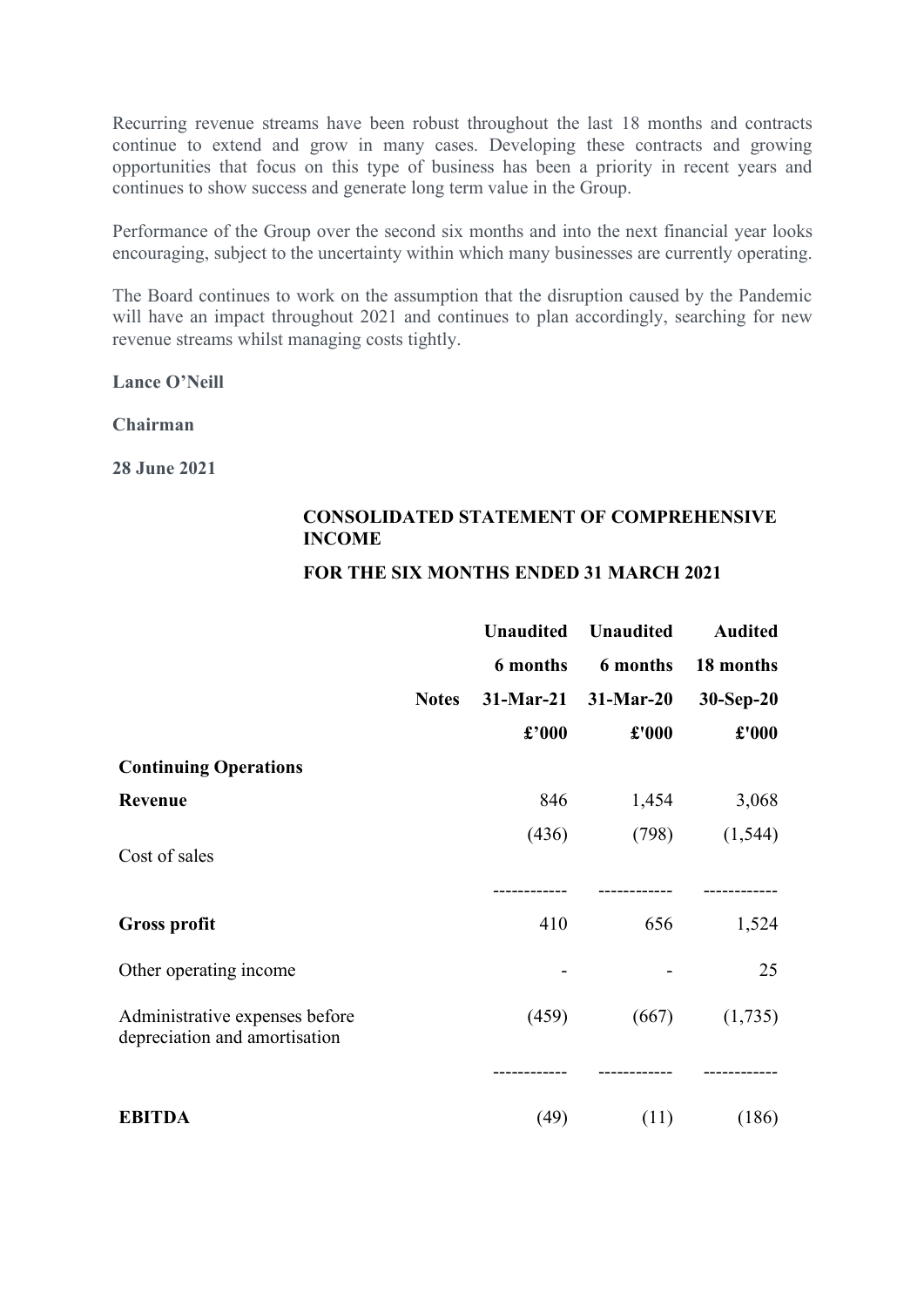Recurring revenue streams have been robust throughout the last 18 months and contracts continue to extend and grow in many cases. Developing these contracts and growing opportunities that focus on this type of business has been a priority in recent years and continues to show success and generate long term value in the Group.

Performance of the Group over the second six months and into the next financial year looks encouraging, subject to the uncertainty within which many businesses are currently operating.

The Board continues to work on the assumption that the disruption caused by the Pandemic will have an impact throughout 2021 and continues to plan accordingly, searching for new revenue streams whilst managing costs tightly.

**Lance O'Neill**

**Chairman**

**28 June 2021**

**CONSOLIDATED STATEMENT OF COMPREHENSIVE INCOME**

**FOR THE SIX MONTHS ENDED 31 MARCH 2021**

| | | Unaudited | Unaudited | Audited |
|---|---|---|---|---|
| | | 6 months | 6 months | 18 months |
| | Notes | 31-Mar-21 | 31-Mar-20 | 30-Sep-20 |
| | | £'000 | £'000 | £'000 |
| **Continuing Operations** | | | | |
| **Revenue** | | 846 | 1,454 | 3,068 |
| Cost of sales | | (436) | (798) | (1,544) |
| **Gross profit** | | 410 | 656 | 1,524 |
| Other operating income | | - | - | 25 |
| Administrative expenses before depreciation and amortisation | | (459) | (667) | (1,735) |
| **EBITDA** | | (49) | (11) | (186) |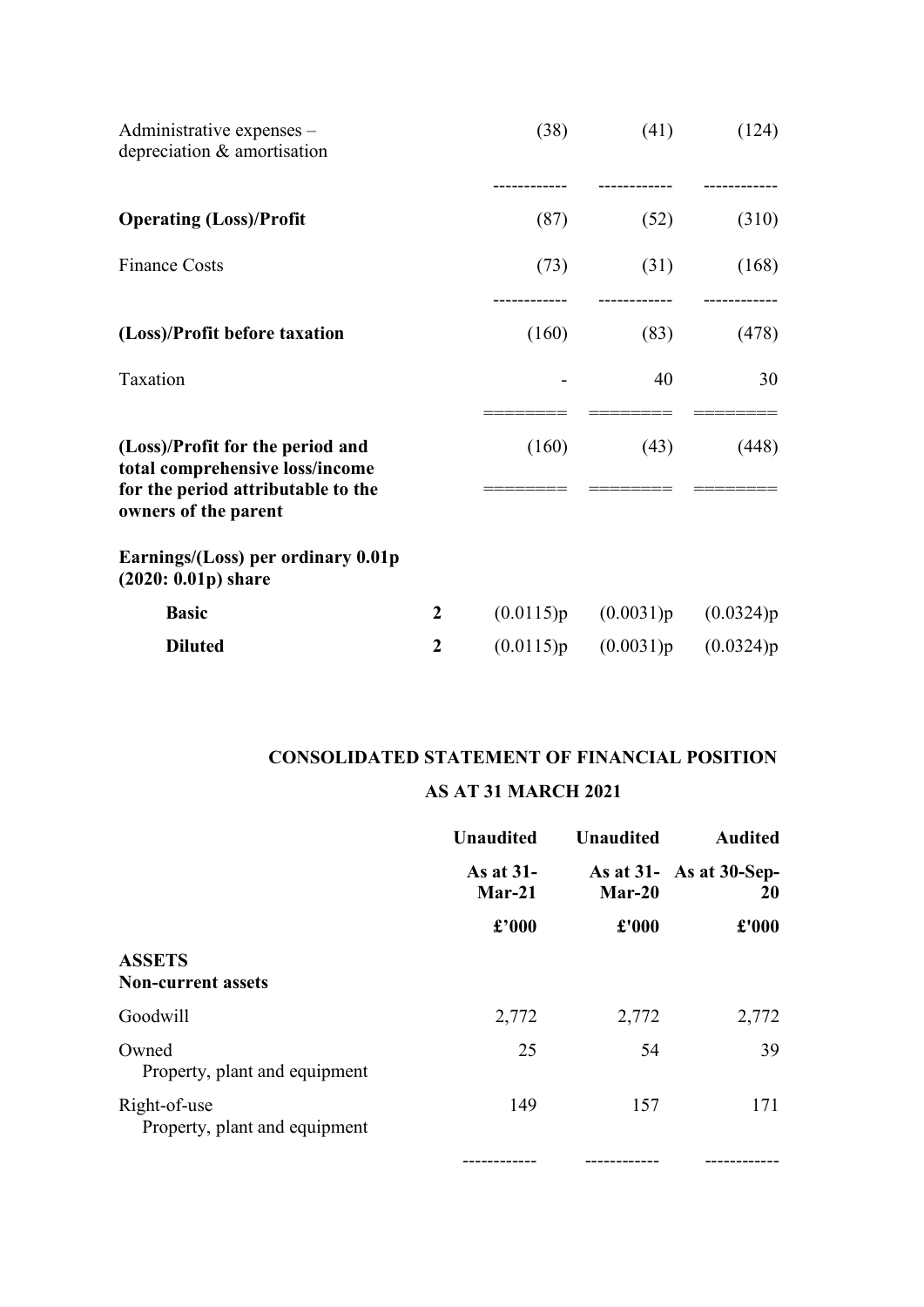| | | | | |
|---|---|---|---|---|
| Administrative expenses – depreciation & amortisation | | (38) | (41) | (124) |
| **Operating (Loss)/Profit** | | (87) | (52) | (310) |
| Finance Costs | | (73) | (31) | (168) |
| **(Loss)/Profit before taxation** | | (160) | (83) | (478) |
| Taxation | | - | 40 | 30 |
| **(Loss)/Profit for the period and total comprehensive loss/income for the period attributable to the owners of the parent** | | (160) | (43) | (448) |
| **Earnings/(Loss) per ordinary 0.01p (2020: 0.01p) share** | | | | |
| **Basic** | **2** | (0.0115)p | (0.0031)p | (0.0324)p |
| **Diluted** | **2** | (0.0115)p | (0.0031)p | (0.0324)p |

## CONSOLIDATED STATEMENT OF FINANCIAL POSITION

## AS AT 31 MARCH 2021

| | **Unaudited** | **Unaudited** | **Audited** |
|---|---|---|---|
| | **As at 31-Mar-21** | **As at 31-Mar-20** | **As at 30-Sep-20** |
| | **£'000** | **£'000** | **£'000** |
| **ASSETS** | | | |
| **Non-current assets** | | | |
| Goodwill | 2,772 | 2,772 | 2,772 |
| Owned Property, plant and equipment | 25 | 54 | 39 |
| Right-of-use Property, plant and equipment | 149 | 157 | 171 |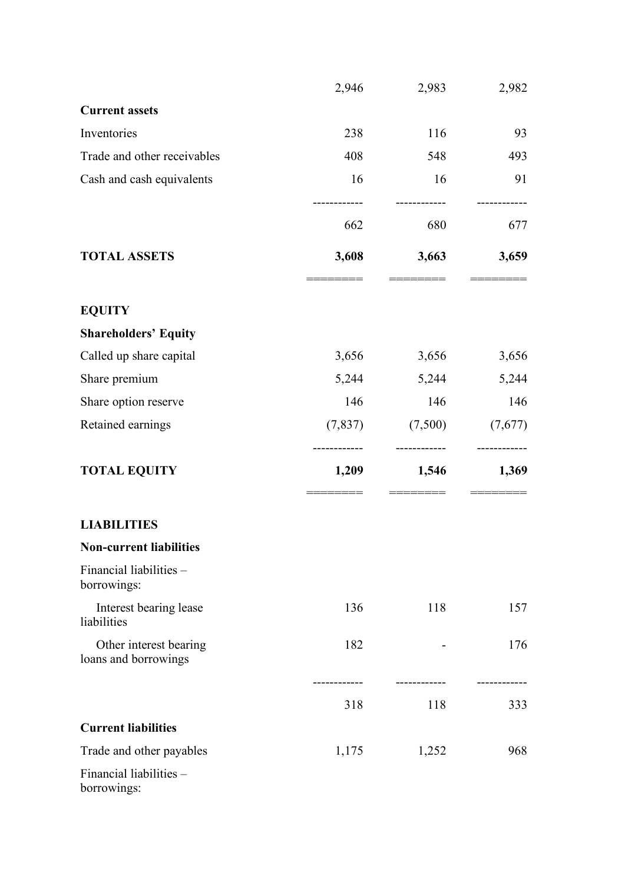| | | | |
|---|---|---|---|
| | 2,946 | 2,983 | 2,982 |
| **Current assets** | | | |
| Inventories | 238 | 116 | 93 |
| Trade and other receivables | 408 | 548 | 493 |
| Cash and cash equivalents | 16 | 16 | 91 |
| | 662 | 680 | 677 |
| **TOTAL ASSETS** | **3,608** | **3,663** | **3,659** |
| **EQUITY** | | | |
| **Shareholders' Equity** | | | |
| Called up share capital | 3,656 | 3,656 | 3,656 |
| Share premium | 5,244 | 5,244 | 5,244 |
| Share option reserve | 146 | 146 | 146 |
| Retained earnings | (7,837) | (7,500) | (7,677) |
| **TOTAL EQUITY** | **1,209** | **1,546** | **1,369** |
| **LIABILITIES** | | | |
| **Non-current liabilities** | | | |
| Financial liabilities – borrowings: | | | |
| Interest bearing lease liabilities | 136 | 118 | 157 |
| Other interest bearing loans and borrowings | 182 | - | 176 |
| | 318 | 118 | 333 |
| **Current liabilities** | | | |
| Trade and other payables | 1,175 | 1,252 | 968 |
| Financial liabilities – borrowings: | | | |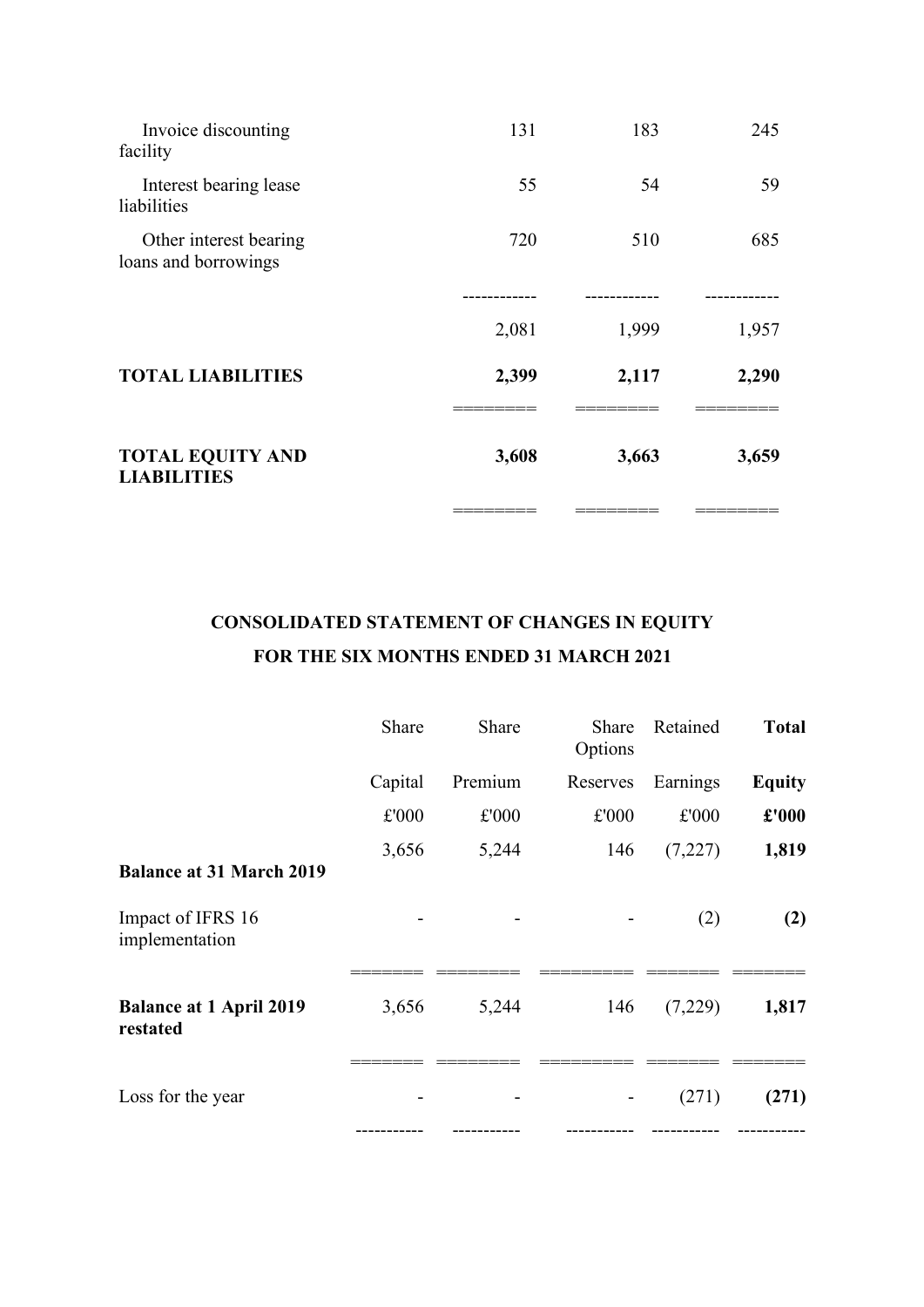| | | | |
|---|---|---|---|
| Invoice discounting facility | 131 | 183 | 245 |
| Interest bearing lease liabilities | 55 | 54 | 59 |
| Other interest bearing loans and borrowings | 720 | 510 | 685 |
| | ------------ | ------------ | ------------ |
| | 2,081 | 1,999 | 1,957 |
| **TOTAL LIABILITIES** | **2,399** | **2,117** | **2,290** |
| | ======== | ======== | ======== |
| **TOTAL EQUITY AND LIABILITIES** | **3,608** | **3,663** | **3,659** |
| | ======== | ======== | ======== |

## CONSOLIDATED STATEMENT OF CHANGES IN EQUITY

## FOR THE SIX MONTHS ENDED 31 MARCH 2021

| | Share | Share | Share Options | Retained | **Total** |
|---|---|---|---|---|---|
| | Capital | Premium | Reserves | Earnings | **Equity** |
| | £'000 | £'000 | £'000 | £'000 | **£'000** |
| **Balance at 31 March 2019** | 3,656 | 5,244 | 146 | (7,227) | **1,819** |
| Impact of IFRS 16 implementation | - | - | - | (2) | **(2)** |
| | ======= | ======== | ========= | ======= | ======= |
| **Balance at 1 April 2019 restated** | 3,656 | 5,244 | 146 | (7,229) | **1,817** |
| | ======= | ======== | ========= | ======= | ======= |
| Loss for the year | - | - | - | (271) | **(271)** |
| | ----------- | ----------- | ----------- | ----------- | ----------- |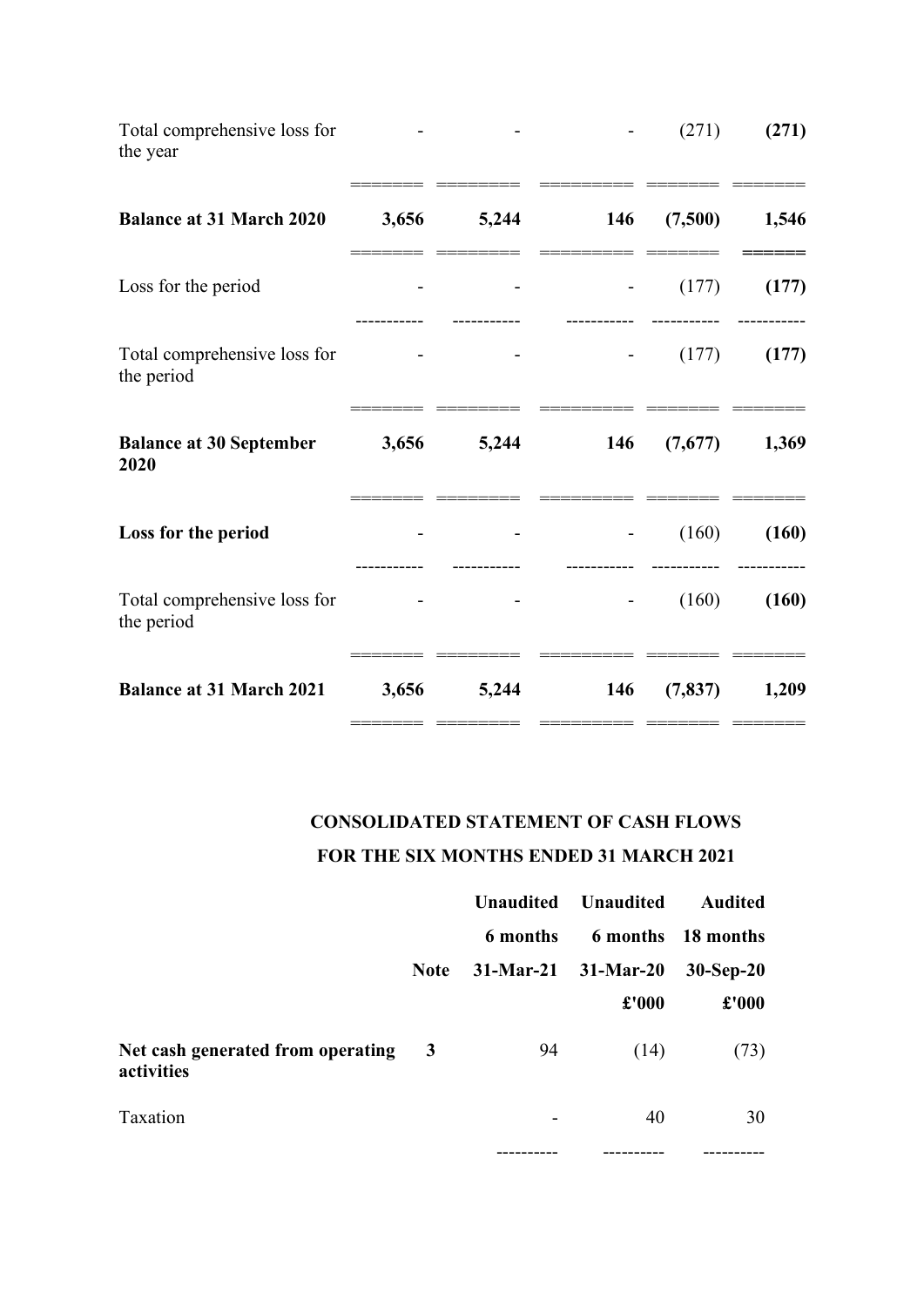| | | | | | |
|---|---|---|---|---|---|
| Total comprehensive loss for the year | - | - | - | (271) | **(271)** |
| **Balance at 31 March 2020** | **3,656** | **5,244** | **146** | **(7,500)** | **1,546** |
| Loss for the period | - | - | - | (177) | **(177)** |
| Total comprehensive loss for the period | - | - | - | (177) | **(177)** |
| **Balance at 30 September 2020** | **3,656** | **5,244** | **146** | **(7,677)** | **1,369** |
| **Loss for the period** | - | - | - | (160) | **(160)** |
| Total comprehensive loss for the period | - | - | - | (160) | **(160)** |
| **Balance at 31 March 2021** | **3,656** | **5,244** | **146** | **(7,837)** | **1,209** |

## CONSOLIDATED STATEMENT OF CASH FLOWS

## FOR THE SIX MONTHS ENDED 31 MARCH 2021

| | | Unaudited | Unaudited | Audited |
|---|---|---|---|---|
| | | 6 months | 6 months | 18 months |
| | Note | 31-Mar-21 | 31-Mar-20 | 30-Sep-20 |
| | | | £'000 | £'000 |
| **Net cash generated from operating activities** | **3** | 94 | (14) | (73) |
| Taxation | | - | 40 | 30 |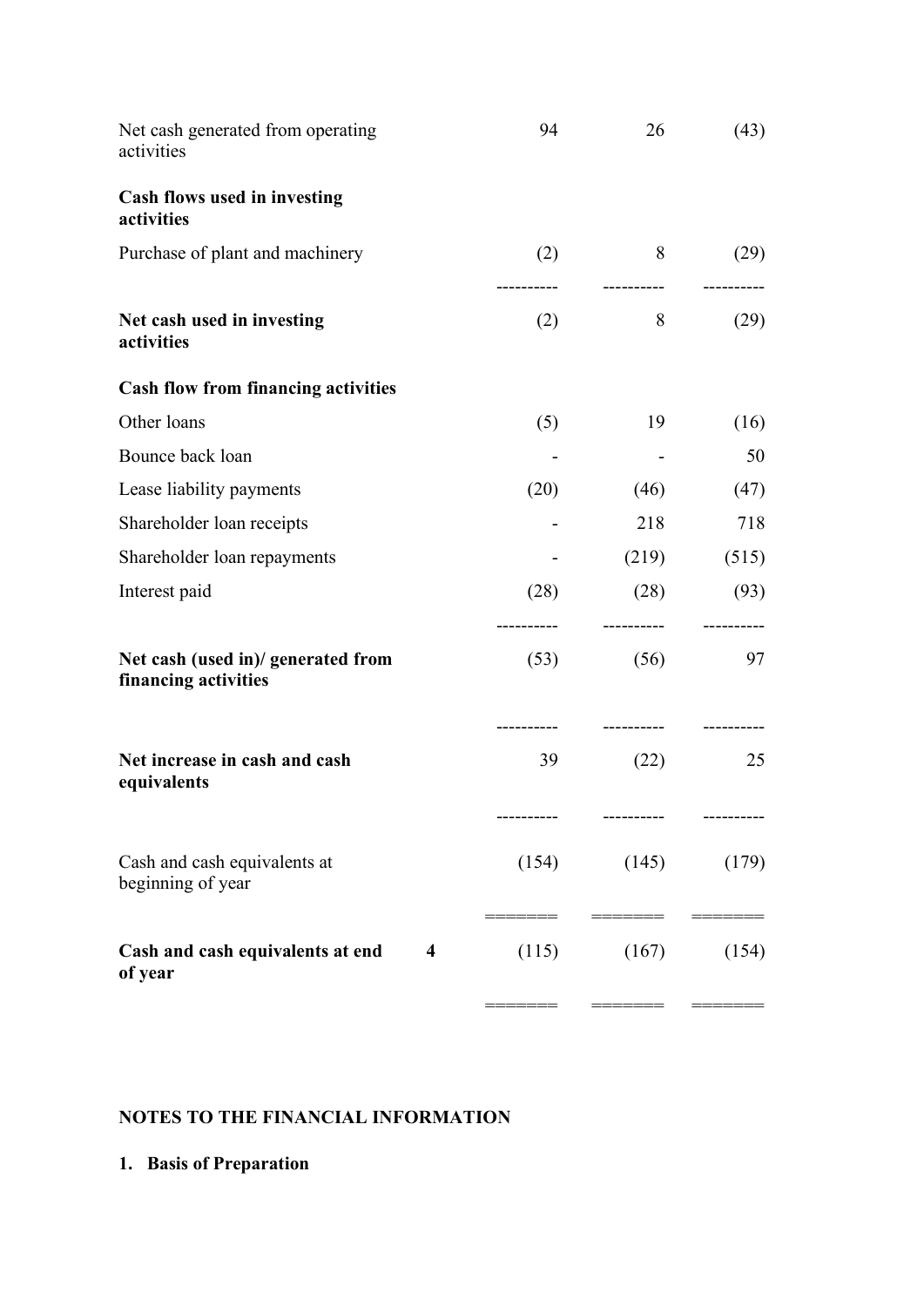| | Note | | | |
|---|---|---|---|---|
| Net cash generated from operating activities | | 94 | 26 | (43) |
| **Cash flows used in investing activities** | | | | |
| Purchase of plant and machinery | | (2) | 8 | (29) |
| **Net cash used in investing activities** | | (2) | 8 | (29) |
| **Cash flow from financing activities** | | | | |
| Other loans | | (5) | 19 | (16) |
| Bounce back loan | | - | - | 50 |
| Lease liability payments | | (20) | (46) | (47) |
| Shareholder loan receipts | | - | 218 | 718 |
| Shareholder loan repayments | | - | (219) | (515) |
| Interest paid | | (28) | (28) | (93) |
| **Net cash (used in)/ generated from financing activities** | | (53) | (56) | 97 |
| **Net increase in cash and cash equivalents** | | 39 | (22) | 25 |
| Cash and cash equivalents at beginning of year | | (154) | (145) | (179) |
| **Cash and cash equivalents at end of year** | **4** | (115) | (167) | (154) |

## NOTES TO THE FINANCIAL INFORMATION

### 1. Basis of Preparation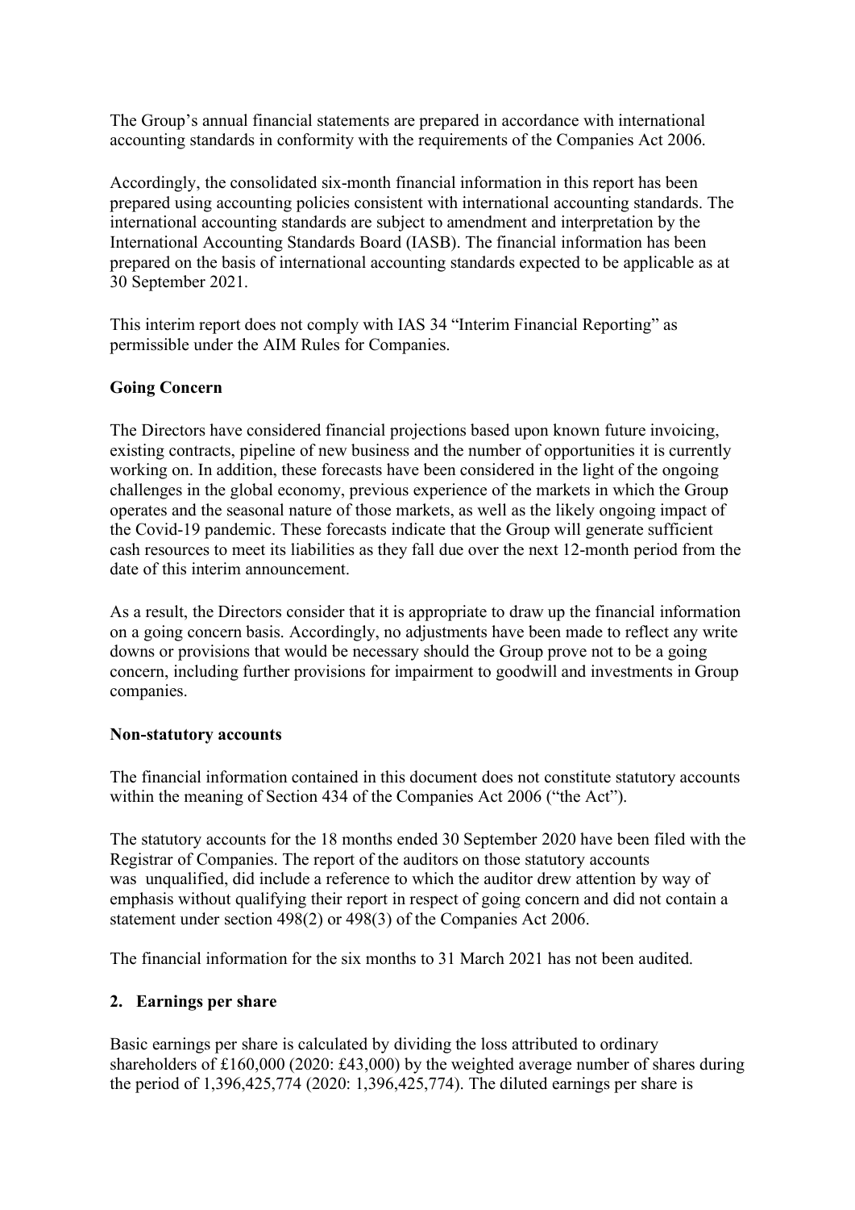The Group's annual financial statements are prepared in accordance with international accounting standards in conformity with the requirements of the Companies Act 2006.

Accordingly, the consolidated six-month financial information in this report has been prepared using accounting policies consistent with international accounting standards. The international accounting standards are subject to amendment and interpretation by the International Accounting Standards Board (IASB). The financial information has been prepared on the basis of international accounting standards expected to be applicable as at 30 September 2021.

This interim report does not comply with IAS 34 "Interim Financial Reporting" as permissible under the AIM Rules for Companies.

**Going Concern**

The Directors have considered financial projections based upon known future invoicing, existing contracts, pipeline of new business and the number of opportunities it is currently working on. In addition, these forecasts have been considered in the light of the ongoing challenges in the global economy, previous experience of the markets in which the Group operates and the seasonal nature of those markets, as well as the likely ongoing impact of the Covid-19 pandemic. These forecasts indicate that the Group will generate sufficient cash resources to meet its liabilities as they fall due over the next 12-month period from the date of this interim announcement.

As a result, the Directors consider that it is appropriate to draw up the financial information on a going concern basis. Accordingly, no adjustments have been made to reflect any write downs or provisions that would be necessary should the Group prove not to be a going concern, including further provisions for impairment to goodwill and investments in Group companies.

**Non-statutory accounts**

The financial information contained in this document does not constitute statutory accounts within the meaning of Section 434 of the Companies Act 2006 ("the Act").

The statutory accounts for the 18 months ended 30 September 2020 have been filed with the Registrar of Companies. The report of the auditors on those statutory accounts was unqualified, did include a reference to which the auditor drew attention by way of emphasis without qualifying their report in respect of going concern and did not contain a statement under section 498(2) or 498(3) of the Companies Act 2006.

The financial information for the six months to 31 March 2021 has not been audited.

## 2. Earnings per share

Basic earnings per share is calculated by dividing the loss attributed to ordinary shareholders of £160,000 (2020: £43,000) by the weighted average number of shares during the period of 1,396,425,774 (2020: 1,396,425,774). The diluted earnings per share is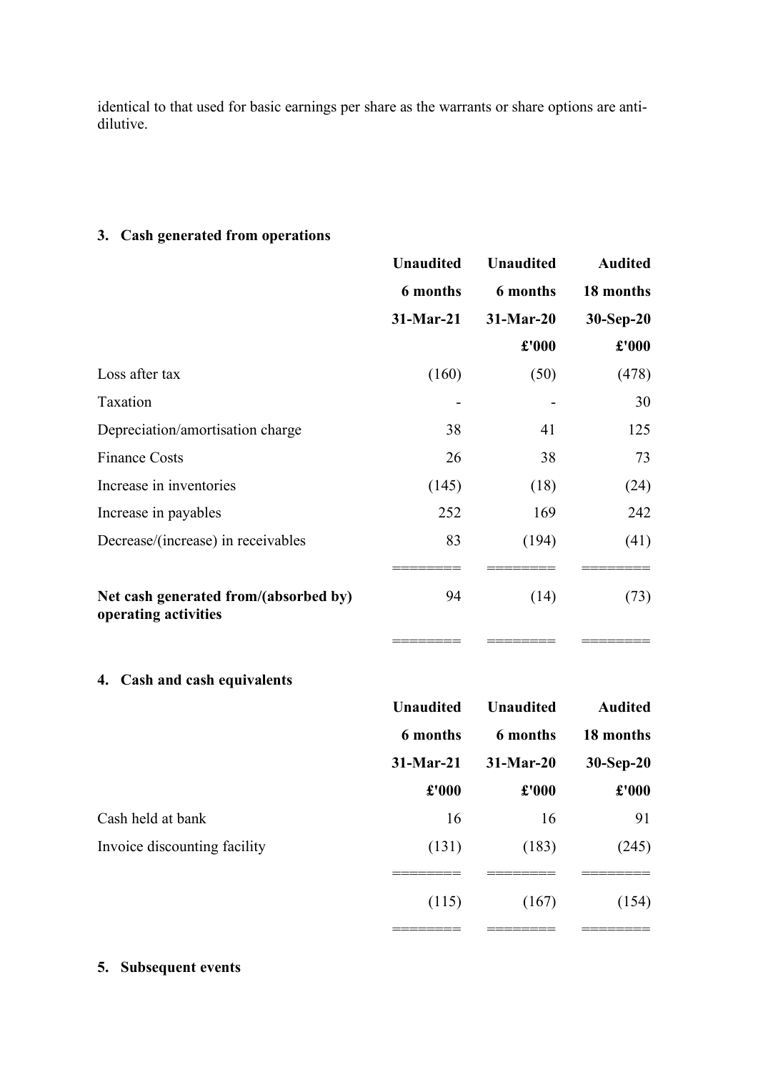identical to that used for basic earnings per share as the warrants or share options are anti-dilutive.

### 3. Cash generated from operations

| | Unaudited | Unaudited | Audited |
|---|---|---|---|
| | 6 months | 6 months | 18 months |
| | 31-Mar-21 | 31-Mar-20 | 30-Sep-20 |
| | | £'000 | £'000 |
| Loss after tax | (160) | (50) | (478) |
| Taxation | - | - | 30 |
| Depreciation/amortisation charge | 38 | 41 | 125 |
| Finance Costs | 26 | 38 | 73 |
| Increase in inventories | (145) | (18) | (24) |
| Increase in payables | 252 | 169 | 242 |
| Decrease/(increase) in receivables | 83 | (194) | (41) |
| **Net cash generated from/(absorbed by) operating activities** | 94 | (14) | (73) |

### 4. Cash and cash equivalents

| | Unaudited | Unaudited | Audited |
|---|---|---|---|
| | 6 months | 6 months | 18 months |
| | 31-Mar-21 | 31-Mar-20 | 30-Sep-20 |
| | £'000 | £'000 | £'000 |
| Cash held at bank | 16 | 16 | 91 |
| Invoice discounting facility | (131) | (183) | (245) |
| | (115) | (167) | (154) |

### 5. Subsequent events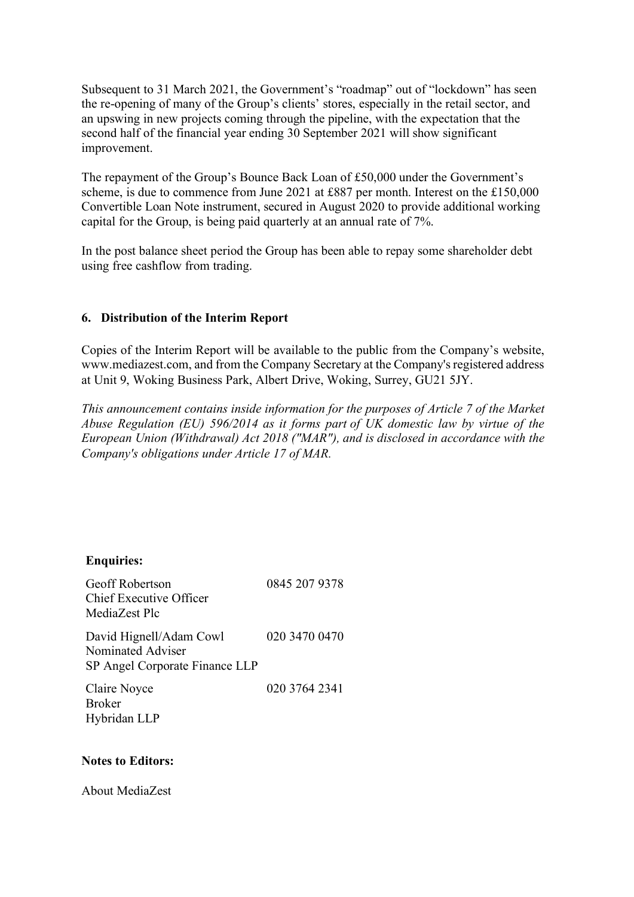Subsequent to 31 March 2021, the Government's "roadmap" out of "lockdown" has seen the re-opening of many of the Group's clients' stores, especially in the retail sector, and an upswing in new projects coming through the pipeline, with the expectation that the second half of the financial year ending 30 September 2021 will show significant improvement.

The repayment of the Group's Bounce Back Loan of £50,000 under the Government's scheme, is due to commence from June 2021 at £887 per month. Interest on the £150,000 Convertible Loan Note instrument, secured in August 2020 to provide additional working capital for the Group, is being paid quarterly at an annual rate of 7%.

In the post balance sheet period the Group has been able to repay some shareholder debt using free cashflow from trading.

## 6. Distribution of the Interim Report

Copies of the Interim Report will be available to the public from the Company's website, www.mediazest.com, and from the Company Secretary at the Company's registered address at Unit 9, Woking Business Park, Albert Drive, Woking, Surrey, GU21 5JY.

*This announcement contains inside information for the purposes of Article 7 of the Market Abuse Regulation (EU) 596/2014 as it forms part of UK domestic law by virtue of the European Union (Withdrawal) Act 2018 ("MAR"), and is disclosed in accordance with the Company's obligations under Article 17 of MAR.*

**Enquiries:**

| | |
|---|---|
| Geoff Robertson<br>Chief Executive Officer<br>MediaZest Plc | 0845 207 9378 |
| David Hignell/Adam Cowl<br>Nominated Adviser<br>SP Angel Corporate Finance LLP | 020 3470 0470 |
| Claire Noyce<br>Broker<br>Hybridan LLP | 020 3764 2341 |

**Notes to Editors:**

About MediaZest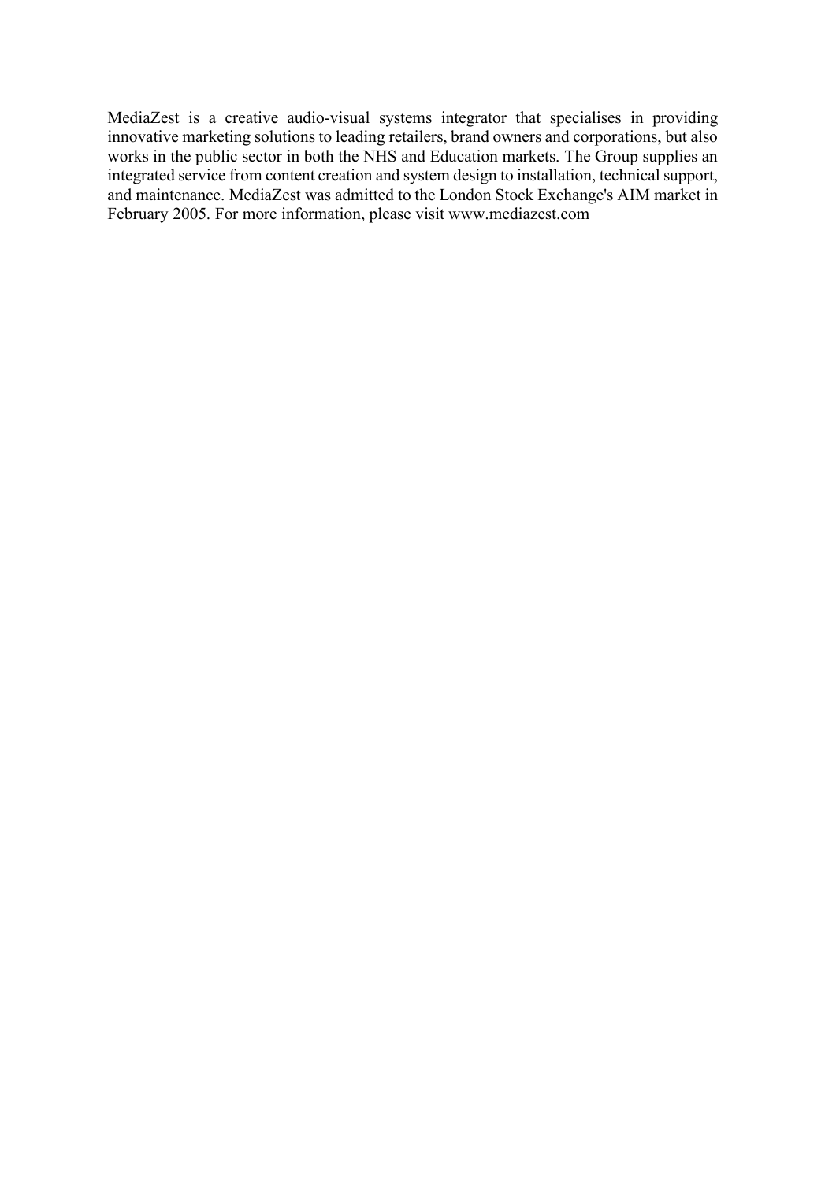MediaZest is a creative audio-visual systems integrator that specialises in providing innovative marketing solutions to leading retailers, brand owners and corporations, but also works in the public sector in both the NHS and Education markets. The Group supplies an integrated service from content creation and system design to installation, technical support, and maintenance. MediaZest was admitted to the London Stock Exchange's AIM market in February 2005. For more information, please visit www.mediazest.com